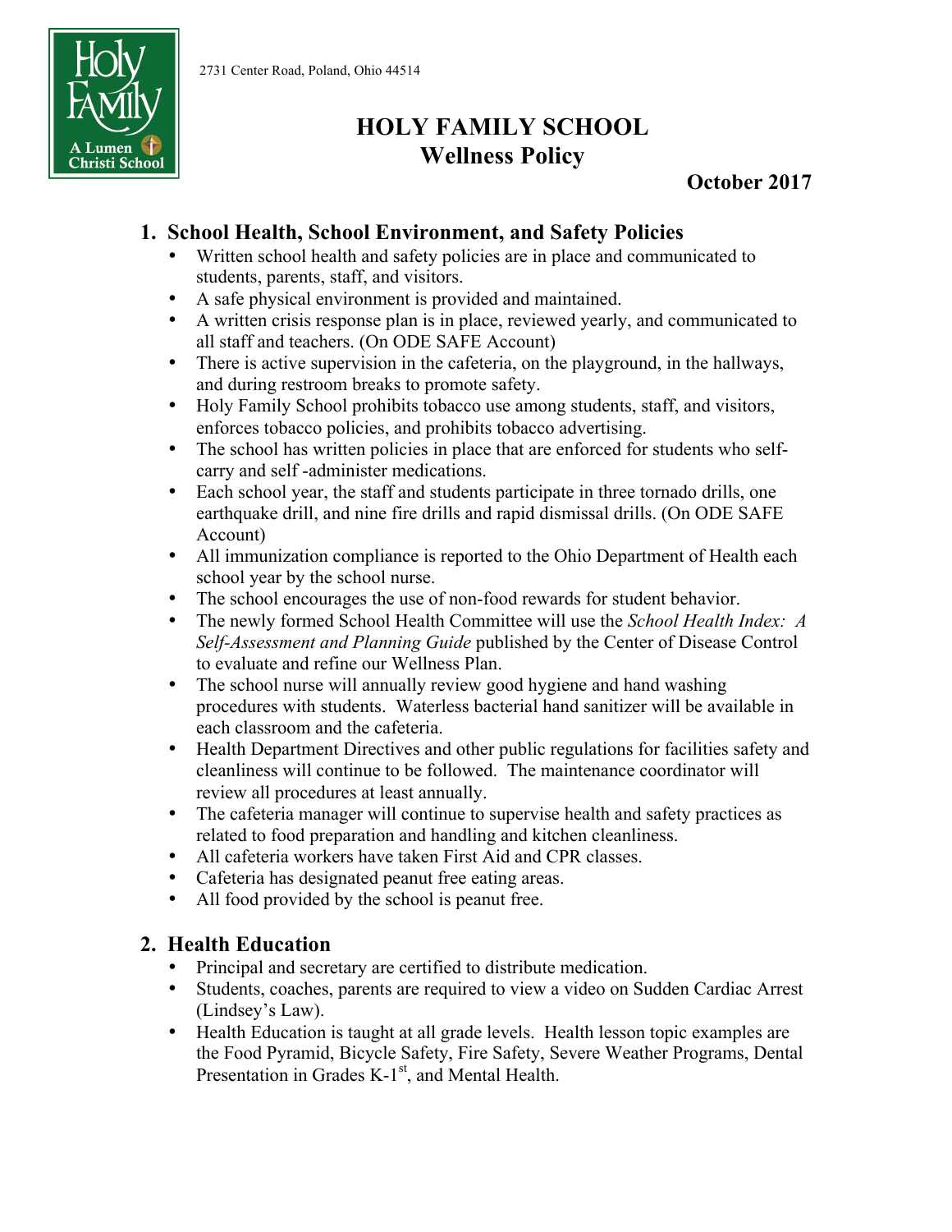2731 Center Road, Poland, Ohio 44514

# HOLY FAMILY SCHOOL
# Wellness Policy

**October 2017**

## 1. School Health, School Environment, and Safety Policies

- Written school health and safety policies are in place and communicated to students, parents, staff, and visitors.
- A safe physical environment is provided and maintained.
- A written crisis response plan is in place, reviewed yearly, and communicated to all staff and teachers. (On ODE SAFE Account)
- There is active supervision in the cafeteria, on the playground, in the hallways, and during restroom breaks to promote safety.
- Holy Family School prohibits tobacco use among students, staff, and visitors, enforces tobacco policies, and prohibits tobacco advertising.
- The school has written policies in place that are enforced for students who self-carry and self -administer medications.
- Each school year, the staff and students participate in three tornado drills, one earthquake drill, and nine fire drills and rapid dismissal drills. (On ODE SAFE Account)
- All immunization compliance is reported to the Ohio Department of Health each school year by the school nurse.
- The school encourages the use of non-food rewards for student behavior.
- The newly formed School Health Committee will use the *School Health Index: A Self-Assessment and Planning Guide* published by the Center of Disease Control to evaluate and refine our Wellness Plan.
- The school nurse will annually review good hygiene and hand washing procedures with students. Waterless bacterial hand sanitizer will be available in each classroom and the cafeteria.
- Health Department Directives and other public regulations for facilities safety and cleanliness will continue to be followed. The maintenance coordinator will review all procedures at least annually.
- The cafeteria manager will continue to supervise health and safety practices as related to food preparation and handling and kitchen cleanliness.
- All cafeteria workers have taken First Aid and CPR classes.
- Cafeteria has designated peanut free eating areas.
- All food provided by the school is peanut free.

## 2. Health Education

- Principal and secretary are certified to distribute medication.
- Students, coaches, parents are required to view a video on Sudden Cardiac Arrest (Lindsey's Law).
- Health Education is taught at all grade levels. Health lesson topic examples are the Food Pyramid, Bicycle Safety, Fire Safety, Severe Weather Programs, Dental Presentation in Grades K-1st, and Mental Health.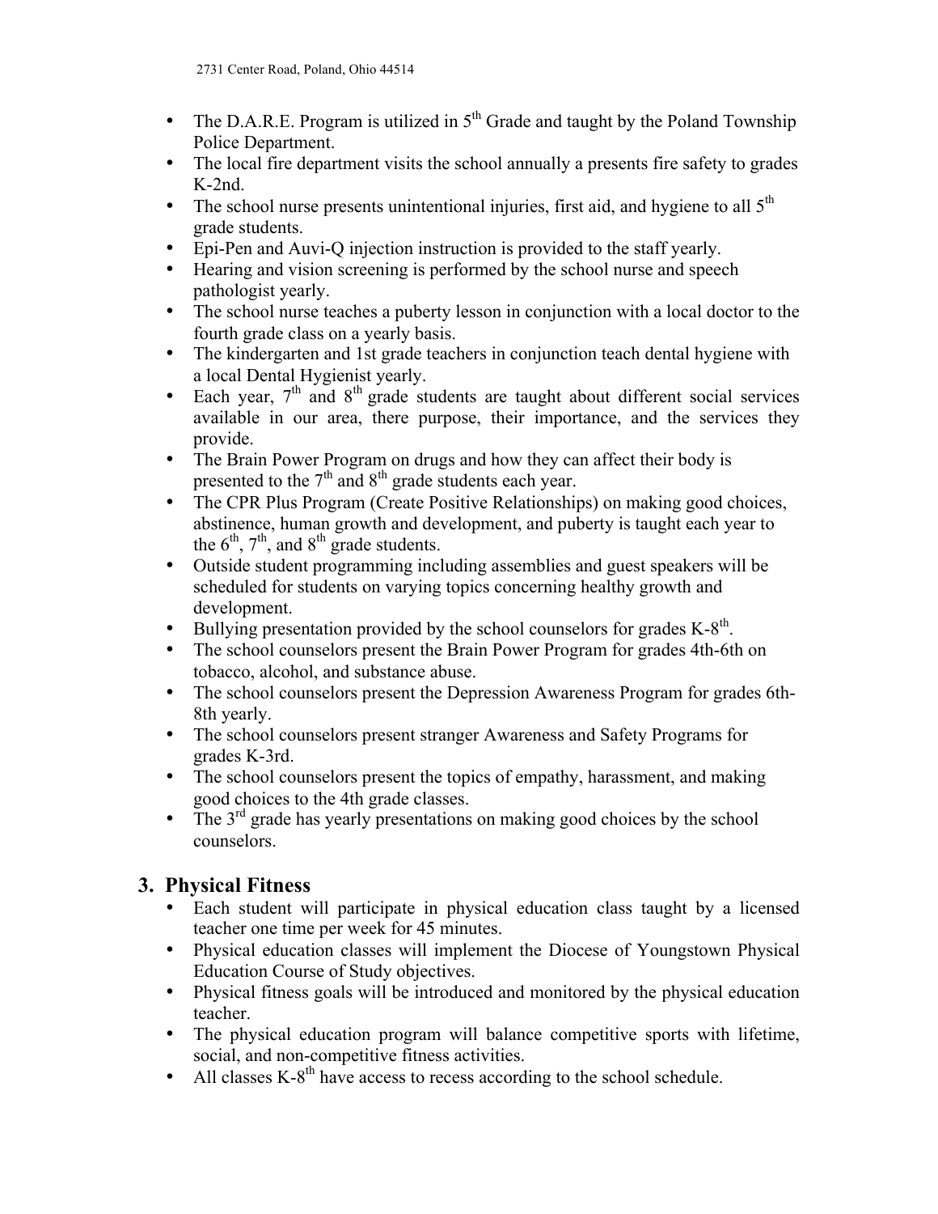- The D.A.R.E. Program is utilized in 5th Grade and taught by the Poland Township Police Department.
- The local fire department visits the school annually a presents fire safety to grades K-2nd.
- The school nurse presents unintentional injuries, first aid, and hygiene to all 5th grade students.
- Epi-Pen and Auvi-Q injection instruction is provided to the staff yearly.
- Hearing and vision screening is performed by the school nurse and speech pathologist yearly.
- The school nurse teaches a puberty lesson in conjunction with a local doctor to the fourth grade class on a yearly basis.
- The kindergarten and 1st grade teachers in conjunction teach dental hygiene with a local Dental Hygienist yearly.
- Each year, 7th and 8th grade students are taught about different social services available in our area, there purpose, their importance, and the services they provide.
- The Brain Power Program on drugs and how they can affect their body is presented to the 7th and 8th grade students each year.
- The CPR Plus Program (Create Positive Relationships) on making good choices, abstinence, human growth and development, and puberty is taught each year to the 6th, 7th, and 8th grade students.
- Outside student programming including assemblies and guest speakers will be scheduled for students on varying topics concerning healthy growth and development.
- Bullying presentation provided by the school counselors for grades K-8th.
- The school counselors present the Brain Power Program for grades 4th-6th on tobacco, alcohol, and substance abuse.
- The school counselors present the Depression Awareness Program for grades 6th-8th yearly.
- The school counselors present stranger Awareness and Safety Programs for grades K-3rd.
- The school counselors present the topics of empathy, harassment, and making good choices to the 4th grade classes.
- The 3rd grade has yearly presentations on making good choices by the school counselors.

## 3. Physical Fitness

- Each student will participate in physical education class taught by a licensed teacher one time per week for 45 minutes.
- Physical education classes will implement the Diocese of Youngstown Physical Education Course of Study objectives.
- Physical fitness goals will be introduced and monitored by the physical education teacher.
- The physical education program will balance competitive sports with lifetime, social, and non-competitive fitness activities.
- All classes K-8th have access to recess according to the school schedule.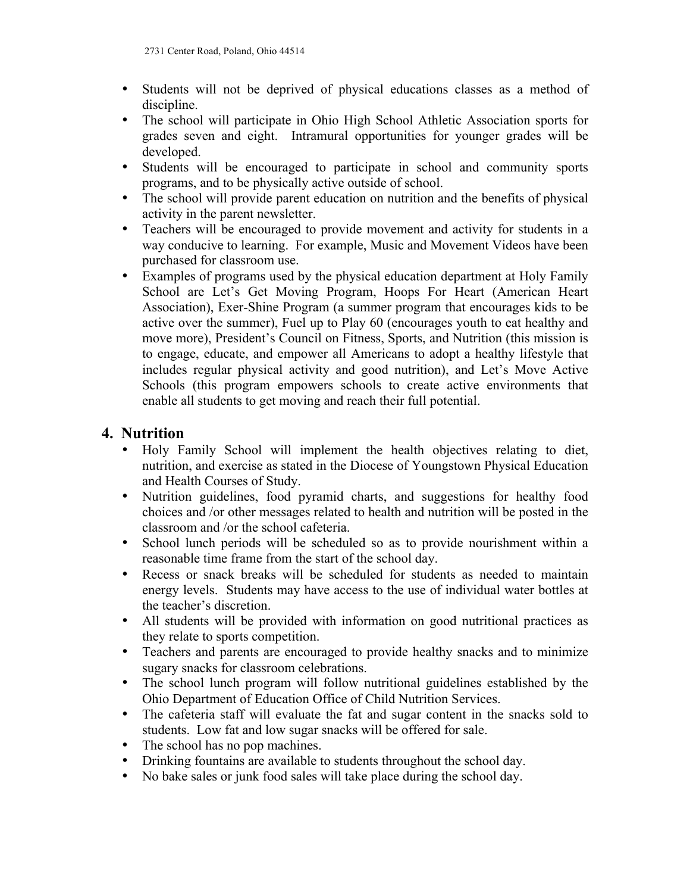- Students will not be deprived of physical educations classes as a method of discipline.
- The school will participate in Ohio High School Athletic Association sports for grades seven and eight. Intramural opportunities for younger grades will be developed.
- Students will be encouraged to participate in school and community sports programs, and to be physically active outside of school.
- The school will provide parent education on nutrition and the benefits of physical activity in the parent newsletter.
- Teachers will be encouraged to provide movement and activity for students in a way conducive to learning. For example, Music and Movement Videos have been purchased for classroom use.
- Examples of programs used by the physical education department at Holy Family School are Let's Get Moving Program, Hoops For Heart (American Heart Association), Exer-Shine Program (a summer program that encourages kids to be active over the summer), Fuel up to Play 60 (encourages youth to eat healthy and move more), President's Council on Fitness, Sports, and Nutrition (this mission is to engage, educate, and empower all Americans to adopt a healthy lifestyle that includes regular physical activity and good nutrition), and Let's Move Active Schools (this program empowers schools to create active environments that enable all students to get moving and reach their full potential.

## 4. Nutrition

- Holy Family School will implement the health objectives relating to diet, nutrition, and exercise as stated in the Diocese of Youngstown Physical Education and Health Courses of Study.
- Nutrition guidelines, food pyramid charts, and suggestions for healthy food choices and /or other messages related to health and nutrition will be posted in the classroom and /or the school cafeteria.
- School lunch periods will be scheduled so as to provide nourishment within a reasonable time frame from the start of the school day.
- Recess or snack breaks will be scheduled for students as needed to maintain energy levels. Students may have access to the use of individual water bottles at the teacher's discretion.
- All students will be provided with information on good nutritional practices as they relate to sports competition.
- Teachers and parents are encouraged to provide healthy snacks and to minimize sugary snacks for classroom celebrations.
- The school lunch program will follow nutritional guidelines established by the Ohio Department of Education Office of Child Nutrition Services.
- The cafeteria staff will evaluate the fat and sugar content in the snacks sold to students. Low fat and low sugar snacks will be offered for sale.
- The school has no pop machines.
- Drinking fountains are available to students throughout the school day.
- No bake sales or junk food sales will take place during the school day.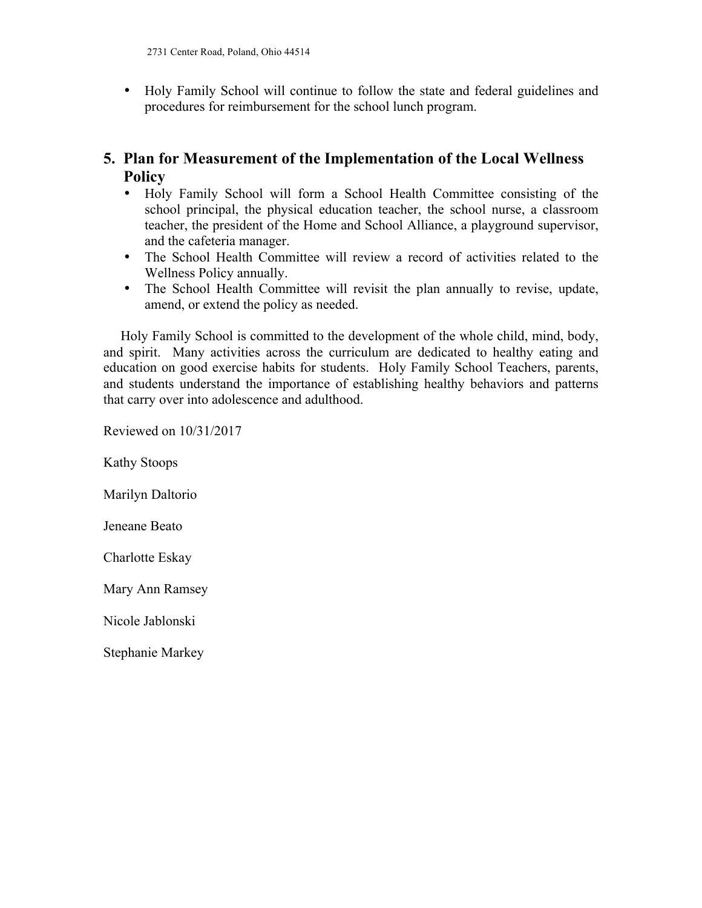- Holy Family School will continue to follow the state and federal guidelines and procedures for reimbursement for the school lunch program.

## 5. Plan for Measurement of the Implementation of the Local Wellness Policy

- Holy Family School will form a School Health Committee consisting of the school principal, the physical education teacher, the school nurse, a classroom teacher, the president of the Home and School Alliance, a playground supervisor, and the cafeteria manager.
- The School Health Committee will review a record of activities related to the Wellness Policy annually.
- The School Health Committee will revisit the plan annually to revise, update, amend, or extend the policy as needed.

Holy Family School is committed to the development of the whole child, mind, body, and spirit. Many activities across the curriculum are dedicated to healthy eating and education on good exercise habits for students. Holy Family School Teachers, parents, and students understand the importance of establishing healthy behaviors and patterns that carry over into adolescence and adulthood.

Reviewed on 10/31/2017

Kathy Stoops

Marilyn Daltorio

Jeneane Beato

Charlotte Eskay

Mary Ann Ramsey

Nicole Jablonski

Stephanie Markey